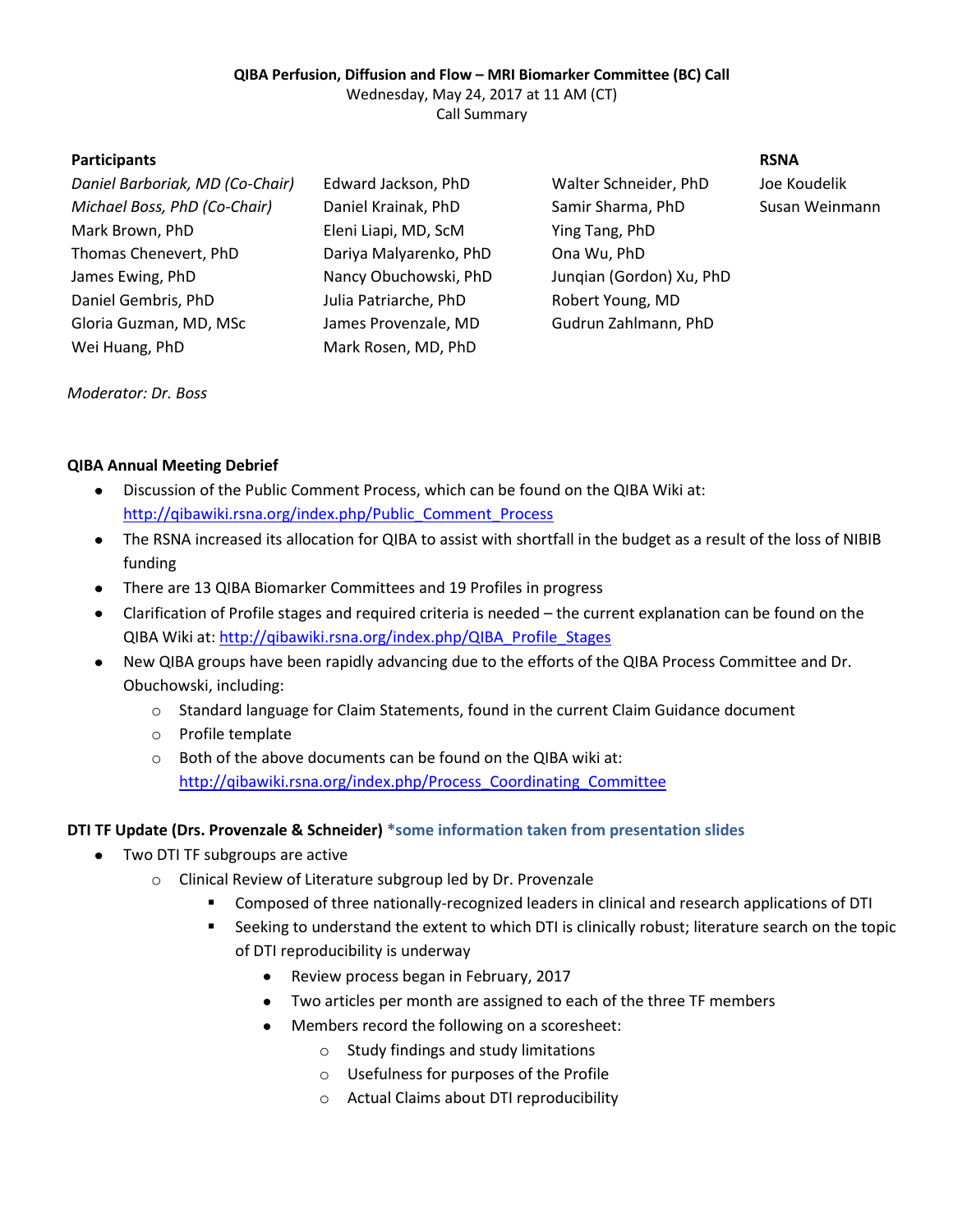**QIBA Perfusion, Diffusion and Flow – MRI Biomarker Committee (BC) Call**

Wednesday, May 24, 2017 at 11 AM (CT)

Call Summary

**Participants**

| | | | **RSNA** |
|---|---|---|---|
| *Daniel Barboriak, MD (Co-Chair)* | Edward Jackson, PhD | Walter Schneider, PhD | Joe Koudelik |
| *Michael Boss, PhD (Co-Chair)* | Daniel Krainak, PhD | Samir Sharma, PhD | Susan Weinmann |
| Mark Brown, PhD | Eleni Liapi, MD, ScM | Ying Tang, PhD | |
| Thomas Chenevert, PhD | Dariya Malyarenko, PhD | Ona Wu, PhD | |
| James Ewing, PhD | Nancy Obuchowski, PhD | Junqian (Gordon) Xu, PhD | |
| Daniel Gembris, PhD | Julia Patriarche, PhD | Robert Young, MD | |
| Gloria Guzman, MD, MSc | James Provenzale, MD | Gudrun Zahlmann, PhD | |
| Wei Huang, PhD | Mark Rosen, MD, PhD | | |

*Moderator: Dr. Boss*

**QIBA Annual Meeting Debrief**

- Discussion of the Public Comment Process, which can be found on the QIBA Wiki at: http://qibawiki.rsna.org/index.php/Public_Comment_Process
- The RSNA increased its allocation for QIBA to assist with shortfall in the budget as a result of the loss of NIBIB funding
- There are 13 QIBA Biomarker Committees and 19 Profiles in progress
- Clarification of Profile stages and required criteria is needed – the current explanation can be found on the QIBA Wiki at: http://qibawiki.rsna.org/index.php/QIBA_Profile_Stages
- New QIBA groups have been rapidly advancing due to the efforts of the QIBA Process Committee and Dr. Obuchowski, including:
  - Standard language for Claim Statements, found in the current Claim Guidance document
  - Profile template
  - Both of the above documents can be found on the QIBA wiki at: http://qibawiki.rsna.org/index.php/Process_Coordinating_Committee

**DTI TF Update (Drs. Provenzale & Schneider)** **\*some information taken from presentation slides**

- Two DTI TF subgroups are active
  - Clinical Review of Literature subgroup led by Dr. Provenzale
    - Composed of three nationally-recognized leaders in clinical and research applications of DTI
    - Seeking to understand the extent to which DTI is clinically robust; literature search on the topic of DTI reproducibility is underway
      - Review process began in February, 2017
      - Two articles per month are assigned to each of the three TF members
      - Members record the following on a scoresheet:
        - Study findings and study limitations
        - Usefulness for purposes of the Profile
        - Actual Claims about DTI reproducibility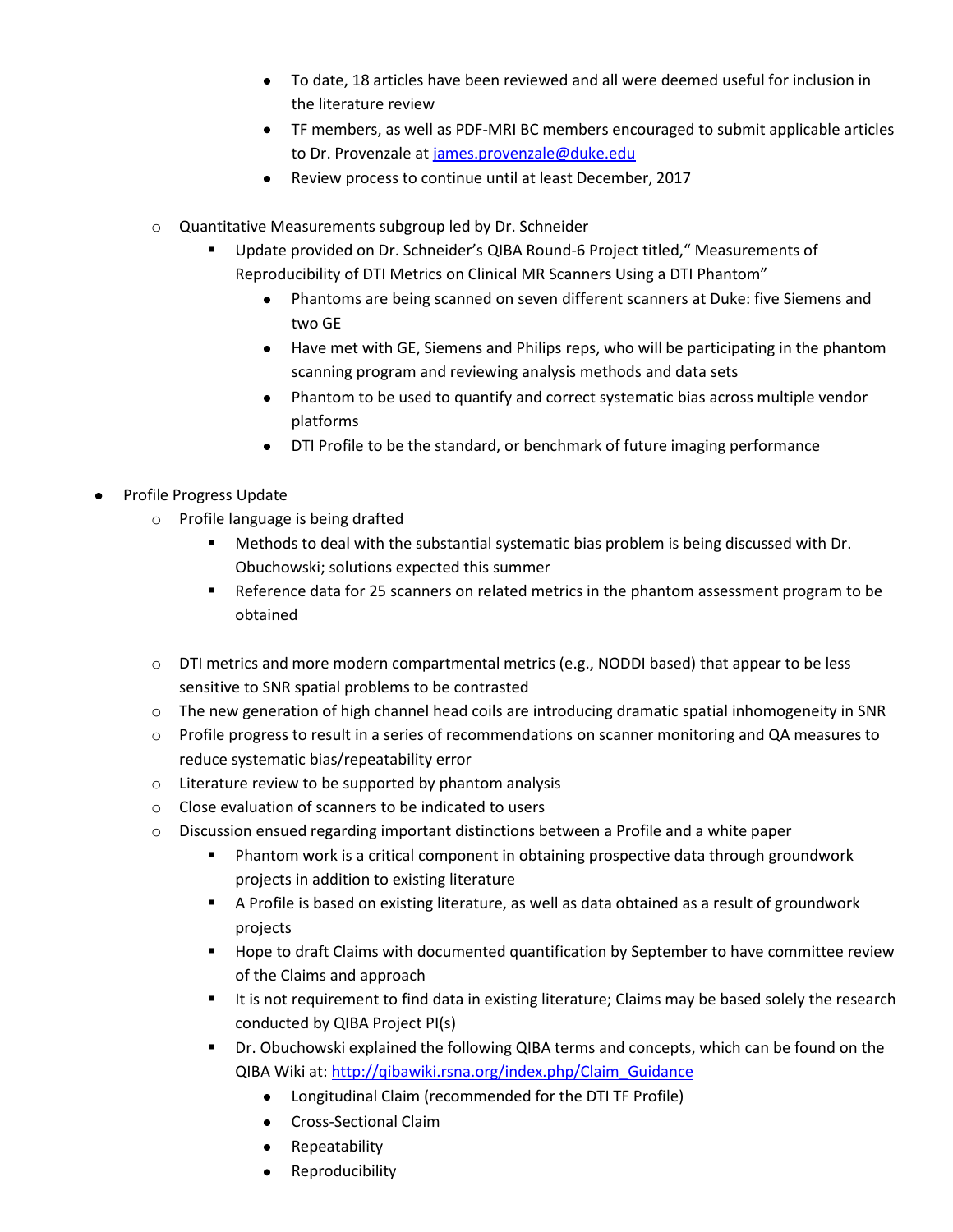- To date, 18 articles have been reviewed and all were deemed useful for inclusion in the literature review
        - TF members, as well as PDF-MRI BC members encouraged to submit applicable articles to Dr. Provenzale at [james.provenzale@duke.edu](mailto:james.provenzale@duke.edu)
        - Review process to continue until at least December, 2017

  - Quantitative Measurements subgroup led by Dr. Schneider
    - Update provided on Dr. Schneider's QIBA Round-6 Project titled," Measurements of Reproducibility of DTI Metrics on Clinical MR Scanners Using a DTI Phantom"
      - Phantoms are being scanned on seven different scanners at Duke: five Siemens and two GE
      - Have met with GE, Siemens and Philips reps, who will be participating in the phantom scanning program and reviewing analysis methods and data sets
      - Phantom to be used to quantify and correct systematic bias across multiple vendor platforms
      - DTI Profile to be the standard, or benchmark of future imaging performance

- Profile Progress Update
  - Profile language is being drafted
    - Methods to deal with the substantial systematic bias problem is being discussed with Dr. Obuchowski; solutions expected this summer
    - Reference data for 25 scanners on related metrics in the phantom assessment program to be obtained

  - DTI metrics and more modern compartmental metrics (e.g., NODDI based) that appear to be less sensitive to SNR spatial problems to be contrasted
  - The new generation of high channel head coils are introducing dramatic spatial inhomogeneity in SNR
  - Profile progress to result in a series of recommendations on scanner monitoring and QA measures to reduce systematic bias/repeatability error
  - Literature review to be supported by phantom analysis
  - Close evaluation of scanners to be indicated to users
  - Discussion ensued regarding important distinctions between a Profile and a white paper
    - Phantom work is a critical component in obtaining prospective data through groundwork projects in addition to existing literature
    - A Profile is based on existing literature, as well as data obtained as a result of groundwork projects
    - Hope to draft Claims with documented quantification by September to have committee review of the Claims and approach
    - It is not requirement to find data in existing literature; Claims may be based solely the research conducted by QIBA Project PI(s)
    - Dr. Obuchowski explained the following QIBA terms and concepts, which can be found on the QIBA Wiki at: [http://qibawiki.rsna.org/index.php/Claim_Guidance](http://qibawiki.rsna.org/index.php/Claim_Guidance)
      - Longitudinal Claim (recommended for the DTI TF Profile)
      - Cross-Sectional Claim
      - Repeatability
      - Reproducibility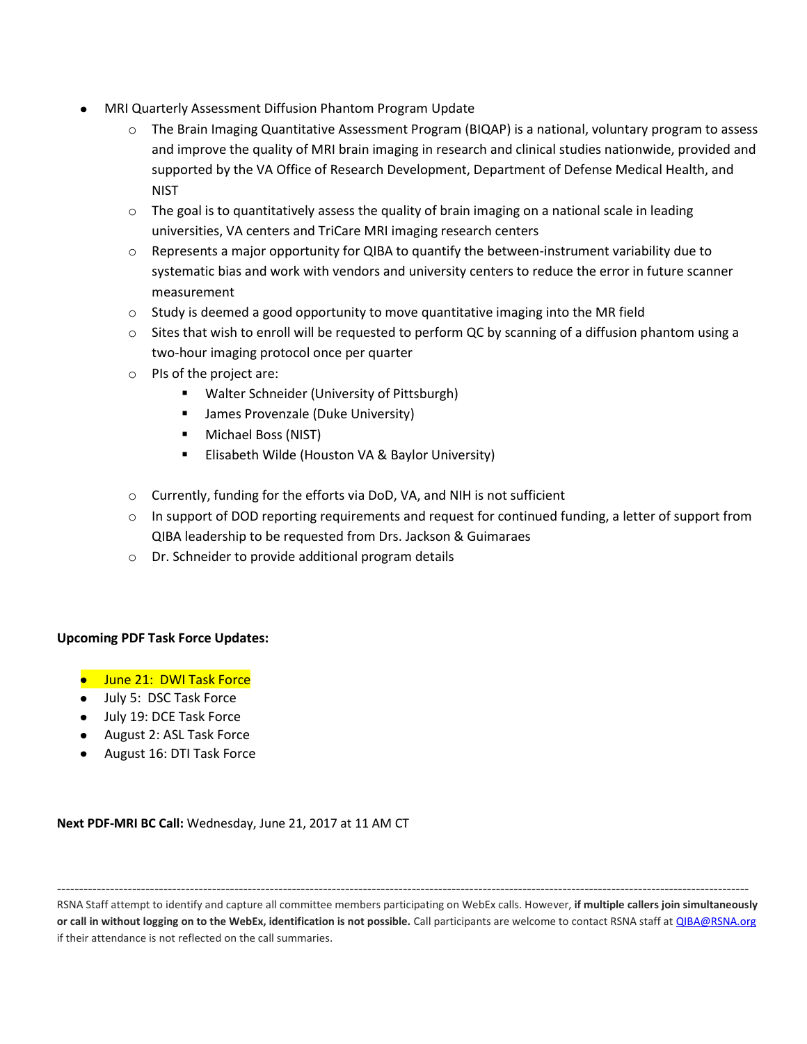- MRI Quarterly Assessment Diffusion Phantom Program Update
    - The Brain Imaging Quantitative Assessment Program (BIQAP) is a national, voluntary program to assess and improve the quality of MRI brain imaging in research and clinical studies nationwide, provided and supported by the VA Office of Research Development, Department of Defense Medical Health, and NIST
    - The goal is to quantitatively assess the quality of brain imaging on a national scale in leading universities, VA centers and TriCare MRI imaging research centers
    - Represents a major opportunity for QIBA to quantify the between-instrument variability due to systematic bias and work with vendors and university centers to reduce the error in future scanner measurement
    - Study is deemed a good opportunity to move quantitative imaging into the MR field
    - Sites that wish to enroll will be requested to perform QC by scanning of a diffusion phantom using a two-hour imaging protocol once per quarter
    - PIs of the project are:
        - Walter Schneider (University of Pittsburgh)
        - James Provenzale (Duke University)
        - Michael Boss (NIST)
        - Elisabeth Wilde (Houston VA & Baylor University)
    - Currently, funding for the efforts via DoD, VA, and NIH is not sufficient
    - In support of DOD reporting requirements and request for continued funding, a letter of support from QIBA leadership to be requested from Drs. Jackson & Guimaraes
    - Dr. Schneider to provide additional program details

**Upcoming PDF Task Force Updates:**

- June 21: DWI Task Force
- July 5: DSC Task Force
- July 19: DCE Task Force
- August 2: ASL Task Force
- August 16: DTI Task Force

**Next PDF-MRI BC Call:** Wednesday, June 21, 2017 at 11 AM CT

---

RSNA Staff attempt to identify and capture all committee members participating on WebEx calls. However, **if multiple callers join simultaneously or call in without logging on to the WebEx, identification is not possible.** Call participants are welcome to contact RSNA staff at QIBA@RSNA.org if their attendance is not reflected on the call summaries.